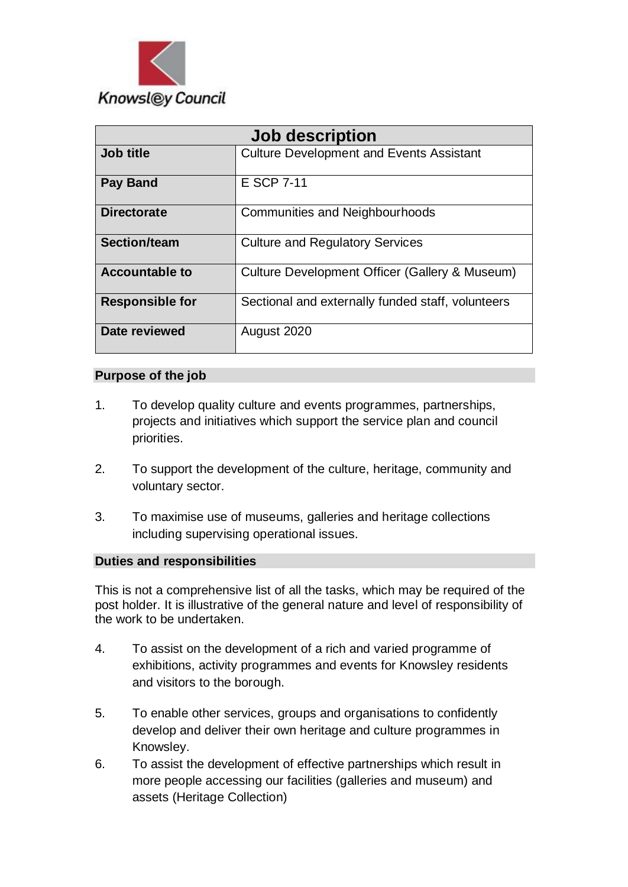Knowsl@y Council

| Job description | |
|---|---|
| **Job title** | Culture Development and Events Assistant |
| **Pay Band** | E SCP 7-11 |
| **Directorate** | Communities and Neighbourhoods |
| **Section/team** | Culture and Regulatory Services |
| **Accountable to** | Culture Development Officer (Gallery & Museum) |
| **Responsible for** | Sectional and externally funded staff, volunteers |
| **Date reviewed** | August 2020 |

## Purpose of the job

1. To develop quality culture and events programmes, partnerships, projects and initiatives which support the service plan and council priorities.

2. To support the development of the culture, heritage, community and voluntary sector.

3. To maximise use of museums, galleries and heritage collections including supervising operational issues.

## Duties and responsibilities

This is not a comprehensive list of all the tasks, which may be required of the post holder. It is illustrative of the general nature and level of responsibility of the work to be undertaken.

4. To assist on the development of a rich and varied programme of exhibitions, activity programmes and events for Knowsley residents and visitors to the borough.

5. To enable other services, groups and organisations to confidently develop and deliver their own heritage and culture programmes in Knowsley.

6. To assist the development of effective partnerships which result in more people accessing our facilities (galleries and museum) and assets (Heritage Collection)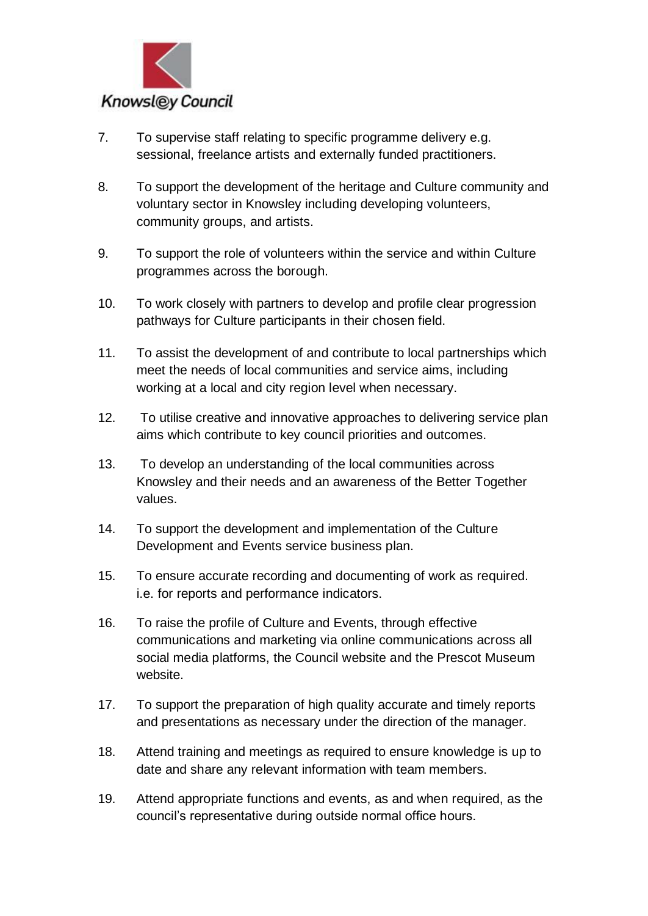7. To supervise staff relating to specific programme delivery e.g. sessional, freelance artists and externally funded practitioners.

8. To support the development of the heritage and Culture community and voluntary sector in Knowsley including developing volunteers, community groups, and artists.

9. To support the role of volunteers within the service and within Culture programmes across the borough.

10. To work closely with partners to develop and profile clear progression pathways for Culture participants in their chosen field.

11. To assist the development of and contribute to local partnerships which meet the needs of local communities and service aims, including working at a local and city region level when necessary.

12. To utilise creative and innovative approaches to delivering service plan aims which contribute to key council priorities and outcomes.

13. To develop an understanding of the local communities across Knowsley and their needs and an awareness of the Better Together values.

14. To support the development and implementation of the Culture Development and Events service business plan.

15. To ensure accurate recording and documenting of work as required. i.e. for reports and performance indicators.

16. To raise the profile of Culture and Events, through effective communications and marketing via online communications across all social media platforms, the Council website and the Prescot Museum website.

17. To support the preparation of high quality accurate and timely reports and presentations as necessary under the direction of the manager.

18. Attend training and meetings as required to ensure knowledge is up to date and share any relevant information with team members.

19. Attend appropriate functions and events, as and when required, as the council's representative during outside normal office hours.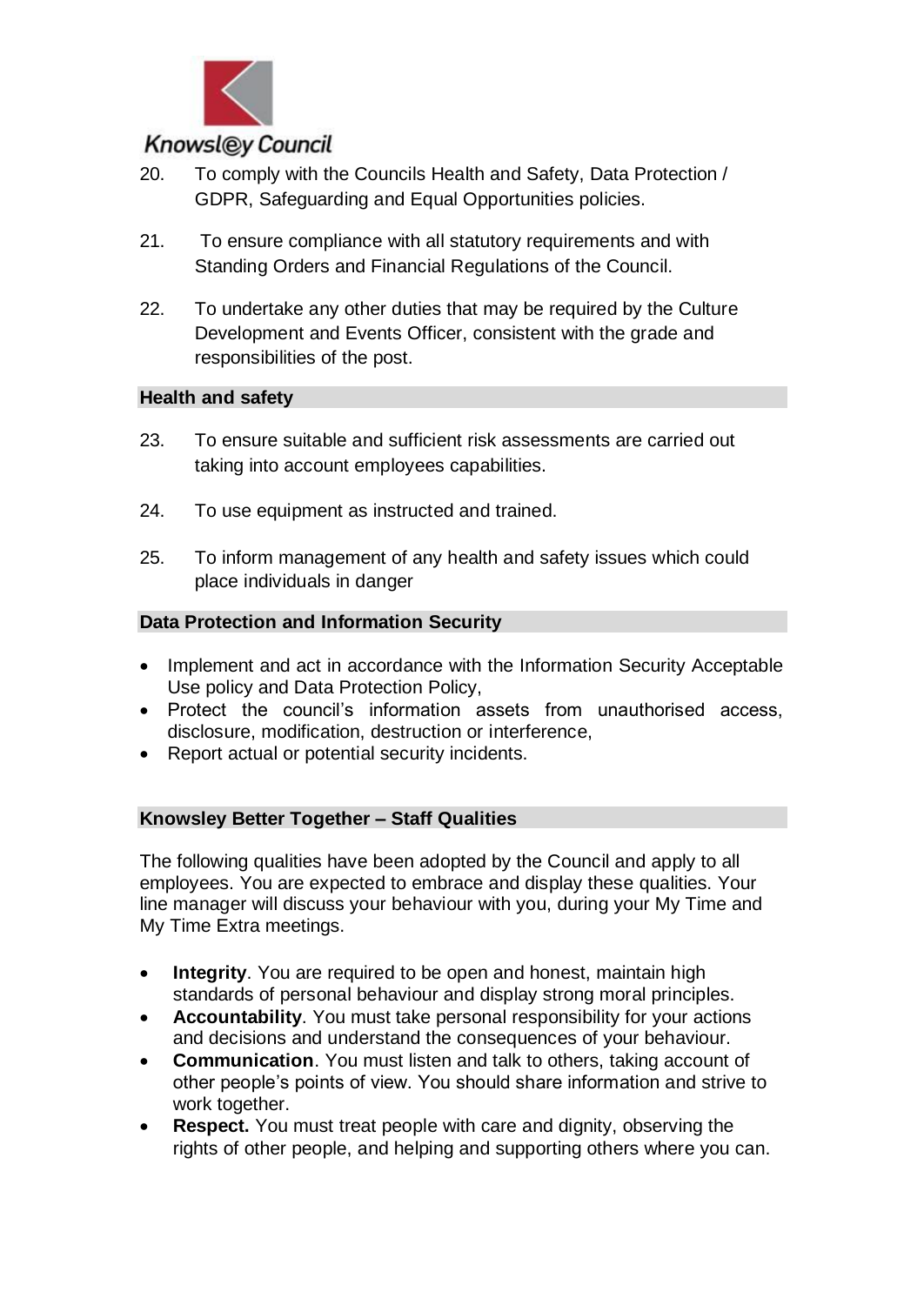20. To comply with the Councils Health and Safety, Data Protection / GDPR, Safeguarding and Equal Opportunities policies.

21. To ensure compliance with all statutory requirements and with Standing Orders and Financial Regulations of the Council.

22. To undertake any other duties that may be required by the Culture Development and Events Officer, consistent with the grade and responsibilities of the post.

## Health and safety

23. To ensure suitable and sufficient risk assessments are carried out taking into account employees capabilities.

24. To use equipment as instructed and trained.

25. To inform management of any health and safety issues which could place individuals in danger

## Data Protection and Information Security

- Implement and act in accordance with the Information Security Acceptable Use policy and Data Protection Policy,
- Protect the council's information assets from unauthorised access, disclosure, modification, destruction or interference,
- Report actual or potential security incidents.

## Knowsley Better Together – Staff Qualities

The following qualities have been adopted by the Council and apply to all employees. You are expected to embrace and display these qualities. Your line manager will discuss your behaviour with you, during your My Time and My Time Extra meetings.

- **Integrity**. You are required to be open and honest, maintain high standards of personal behaviour and display strong moral principles.
- **Accountability**. You must take personal responsibility for your actions and decisions and understand the consequences of your behaviour.
- **Communication**. You must listen and talk to others, taking account of other people's points of view. You should share information and strive to work together.
- **Respect.** You must treat people with care and dignity, observing the rights of other people, and helping and supporting others where you can.